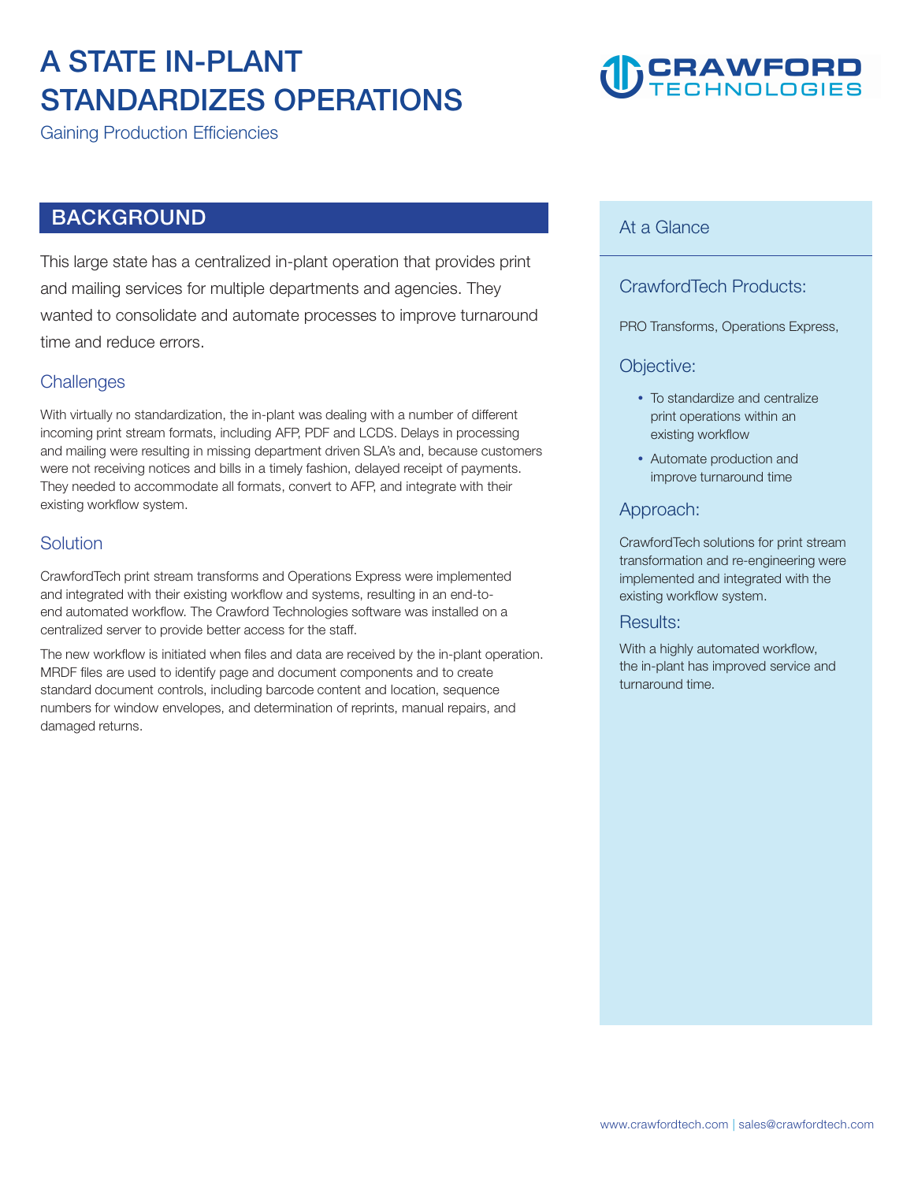# A STATE IN-PLANT STANDARDIZES OPERATIONS

Gaining Production Efficiencies

CRAWFORD TECHNOLOGIES

## BACKGROUND

This large state has a centralized in-plant operation that provides print and mailing services for multiple departments and agencies. They wanted to consolidate and automate processes to improve turnaround time and reduce errors.

### Challenges

With virtually no standardization, the in-plant was dealing with a number of different incoming print stream formats, including AFP, PDF and LCDS. Delays in processing and mailing were resulting in missing department driven SLA's and, because customers were not receiving notices and bills in a timely fashion, delayed receipt of payments. They needed to accommodate all formats, convert to AFP, and integrate with their existing workflow system.

### Solution

CrawfordTech print stream transforms and Operations Express were implemented and integrated with their existing workflow and systems, resulting in an end-to-end automated workflow. The Crawford Technologies software was installed on a centralized server to provide better access for the staff.

The new workflow is initiated when files and data are received by the in-plant operation. MRDF files are used to identify page and document components and to create standard document controls, including barcode content and location, sequence numbers for window envelopes, and determination of reprints, manual repairs, and damaged returns.

## At a Glance

### CrawfordTech Products:

PRO Transforms, Operations Express,

### Objective:

- To standardize and centralize print operations within an existing workflow
- Automate production and improve turnaround time

### Approach:

CrawfordTech solutions for print stream transformation and re-engineering were implemented and integrated with the existing workflow system.

### Results:

With a highly automated workflow, the in-plant has improved service and turnaround time.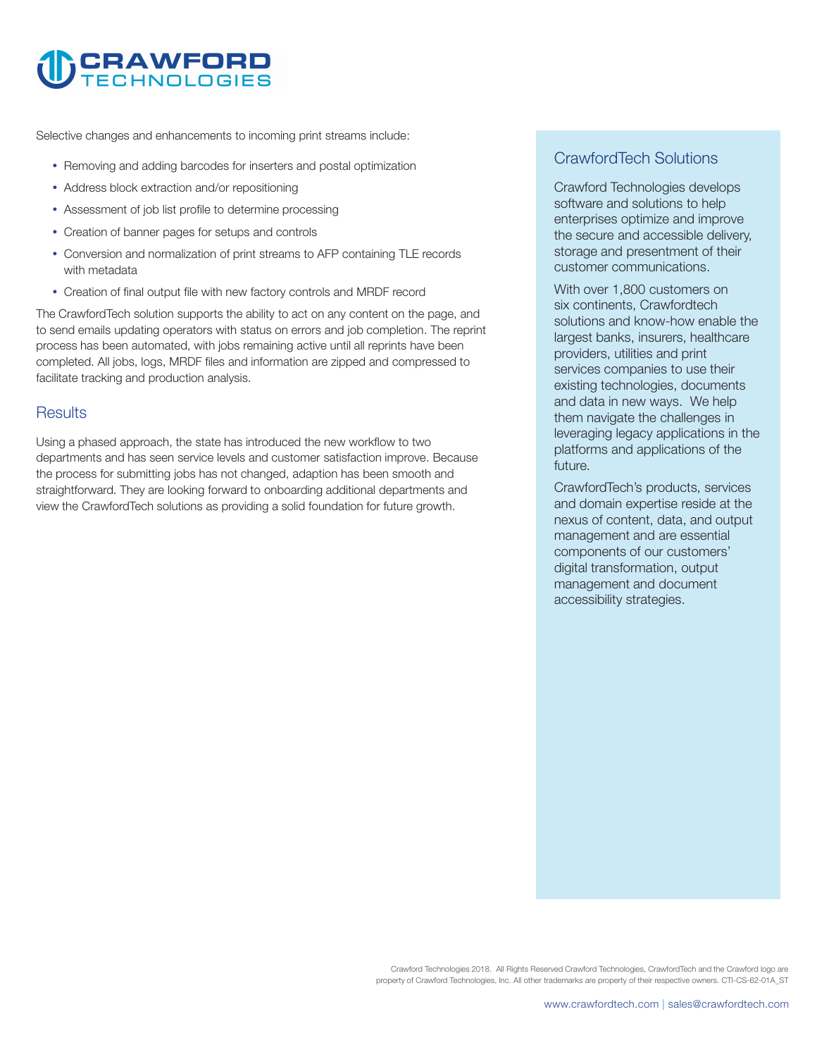Selective changes and enhancements to incoming print streams include:

- Removing and adding barcodes for inserters and postal optimization
- Address block extraction and/or repositioning
- Assessment of job list profile to determine processing
- Creation of banner pages for setups and controls
- Conversion and normalization of print streams to AFP containing TLE records with metadata
- Creation of final output file with new factory controls and MRDF record

The CrawfordTech solution supports the ability to act on any content on the page, and to send emails updating operators with status on errors and job completion. The reprint process has been automated, with jobs remaining active until all reprints have been completed. All jobs, logs, MRDF files and information are zipped and compressed to facilitate tracking and production analysis.

## Results

Using a phased approach, the state has introduced the new workflow to two departments and has seen service levels and customer satisfaction improve. Because the process for submitting jobs has not changed, adaption has been smooth and straightforward. They are looking forward to onboarding additional departments and view the CrawfordTech solutions as providing a solid foundation for future growth.

## CrawfordTech Solutions

Crawford Technologies develops software and solutions to help enterprises optimize and improve the secure and accessible delivery, storage and presentment of their customer communications.

With over 1,800 customers on six continents, Crawfordtech solutions and know-how enable the largest banks, insurers, healthcare providers, utilities and print services companies to use their existing technologies, documents and data in new ways. We help them navigate the challenges in leveraging legacy applications in the platforms and applications of the future.

CrawfordTech's products, services and domain expertise reside at the nexus of content, data, and output management and are essential components of our customers' digital transformation, output management and document accessibility strategies.

Crawford Technologies 2018. All Rights Reserved Crawford Technologies, CrawfordTech and the Crawford logo are property of Crawford Technologies, Inc. All other trademarks are property of their respective owners. CTI-CS-62-01A_ST

www.crawfordtech.com | sales@crawfordtech.com